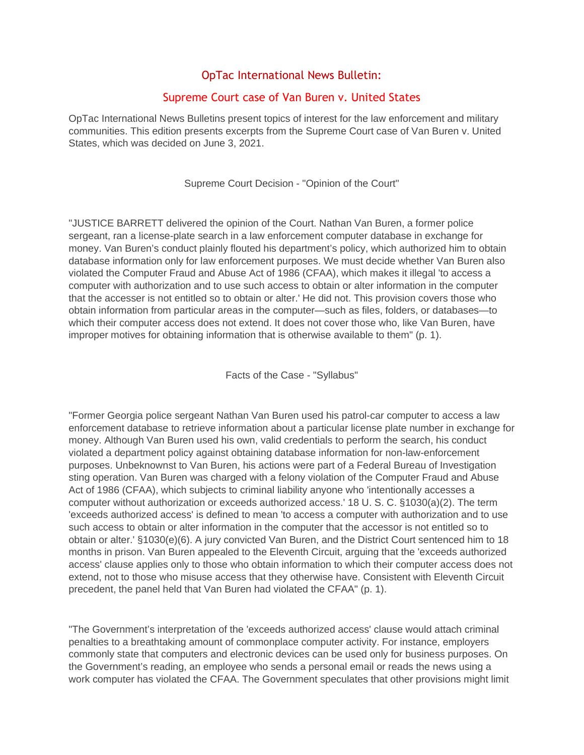# OpTac International News Bulletin:

## Supreme Court case of Van Buren v. United States

OpTac International News Bulletins present topics of interest for the law enforcement and military communities. This edition presents excerpts from the Supreme Court case of Van Buren v. United States, which was decided on June 3, 2021.

### Supreme Court Decision - "Opinion of the Court"

"JUSTICE BARRETT delivered the opinion of the Court. Nathan Van Buren, a former police sergeant, ran a license-plate search in a law enforcement computer database in exchange for money. Van Buren's conduct plainly flouted his department's policy, which authorized him to obtain database information only for law enforcement purposes. We must decide whether Van Buren also violated the Computer Fraud and Abuse Act of 1986 (CFAA), which makes it illegal 'to access a computer with authorization and to use such access to obtain or alter information in the computer that the accesser is not entitled so to obtain or alter.' He did not. This provision covers those who obtain information from particular areas in the computer—such as files, folders, or databases—to which their computer access does not extend. It does not cover those who, like Van Buren, have improper motives for obtaining information that is otherwise available to them" (p. 1).

### Facts of the Case - "Syllabus"

"Former Georgia police sergeant Nathan Van Buren used his patrol-car computer to access a law enforcement database to retrieve information about a particular license plate number in exchange for money. Although Van Buren used his own, valid credentials to perform the search, his conduct violated a department policy against obtaining database information for non-law-enforcement purposes. Unbeknownst to Van Buren, his actions were part of a Federal Bureau of Investigation sting operation. Van Buren was charged with a felony violation of the Computer Fraud and Abuse Act of 1986 (CFAA), which subjects to criminal liability anyone who 'intentionally accesses a computer without authorization or exceeds authorized access.' 18 U. S. C. §1030(a)(2). The term 'exceeds authorized access' is defined to mean 'to access a computer with authorization and to use such access to obtain or alter information in the computer that the accessor is not entitled so to obtain or alter.' §1030(e)(6). A jury convicted Van Buren, and the District Court sentenced him to 18 months in prison. Van Buren appealed to the Eleventh Circuit, arguing that the 'exceeds authorized access' clause applies only to those who obtain information to which their computer access does not extend, not to those who misuse access that they otherwise have. Consistent with Eleventh Circuit precedent, the panel held that Van Buren had violated the CFAA" (p. 1).

"The Government's interpretation of the 'exceeds authorized access' clause would attach criminal penalties to a breathtaking amount of commonplace computer activity. For instance, employers commonly state that computers and electronic devices can be used only for business purposes. On the Government's reading, an employee who sends a personal email or reads the news using a work computer has violated the CFAA. The Government speculates that other provisions might limit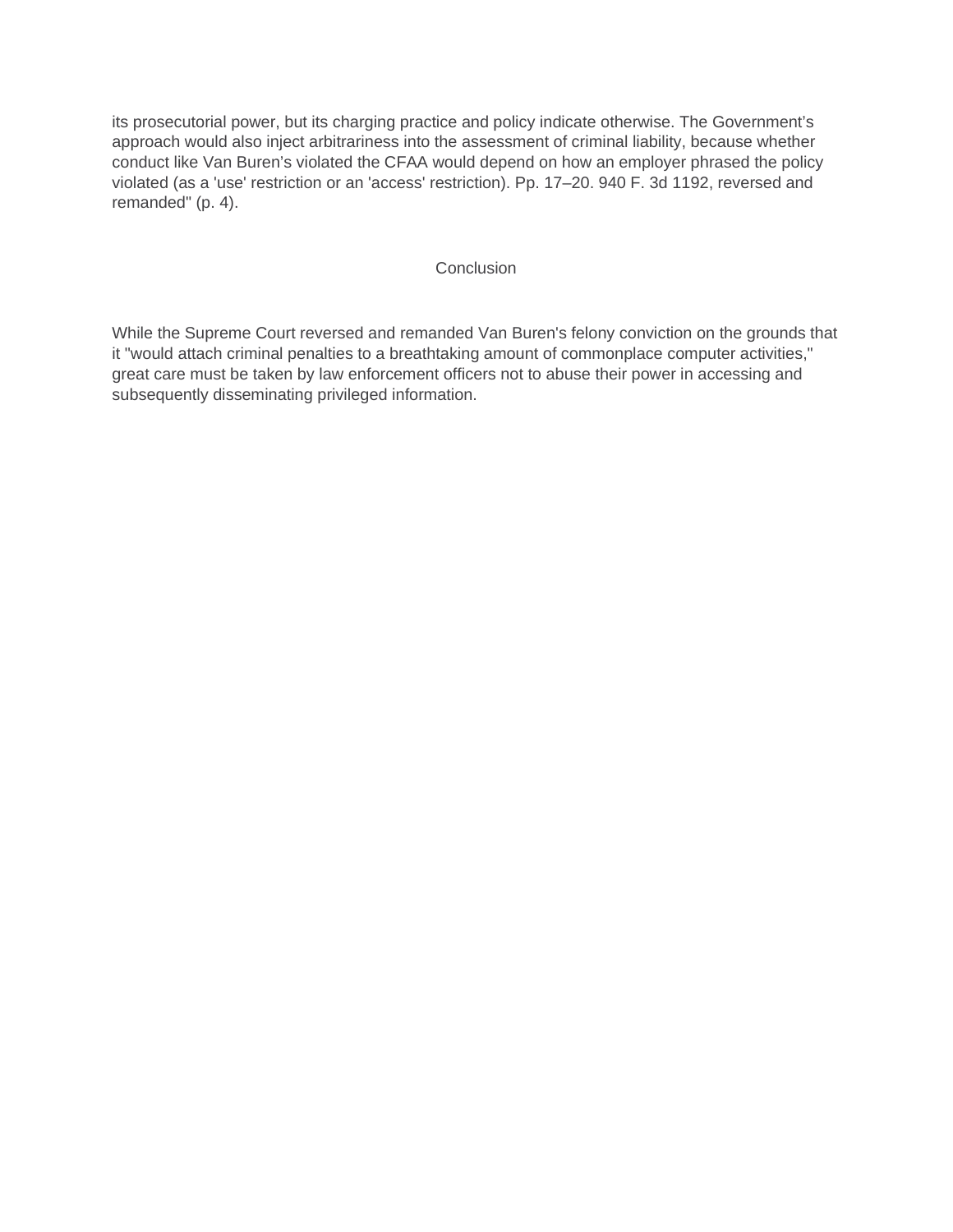its prosecutorial power, but its charging practice and policy indicate otherwise. The Government's approach would also inject arbitrariness into the assessment of criminal liability, because whether conduct like Van Buren's violated the CFAA would depend on how an employer phrased the policy violated (as a 'use' restriction or an 'access' restriction). Pp. 17–20. 940 F. 3d 1192, reversed and remanded" (p. 4).

## Conclusion

While the Supreme Court reversed and remanded Van Buren's felony conviction on the grounds that it "would attach criminal penalties to a breathtaking amount of commonplace computer activities," great care must be taken by law enforcement officers not to abuse their power in accessing and subsequently disseminating privileged information.